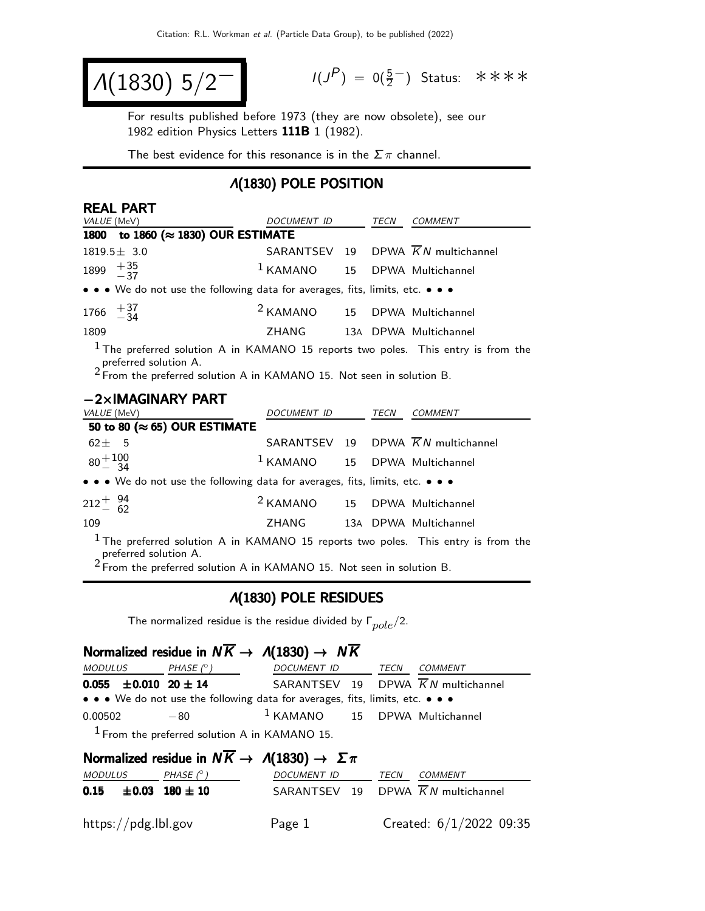# $\Lambda(1830)$ $5/2^-$

$I(J^P) = 0(\frac{5}{2}^-)$ Status: ∗∗∗∗

For results published before 1973 (they are now obsolete), see our 1982 edition Physics Letters **111B** 1 (1982).

The best evidence for this resonance is in the $\Sigma\pi$ channel.

## $\Lambda(1830)$ POLE POSITION

### REAL PART

| VALUE (MeV) | DOCUMENT ID | | TECN | COMMENT |
|---|---|---|---|---|
| **1800 to 1860 (≈ 1830) OUR ESTIMATE** | | | | |
| $1819.5 \pm 3.0$ | SARANTSEV | 19 | DPWA | $\overline{K}N$ multichannel |
| $1899\ ^{+35}_{-37}$ | KAMANO [1] | 15 | DPWA | Multichannel |
| • • • We do not use the following data for averages, fits, limits, etc. • • • | | | | |
| $1766\ ^{+37}_{-34}$ | KAMANO [2] | 15 | DPWA | Multichannel |
| 1809 | ZHANG | 13A | DPWA | Multichannel |

[1] The preferred solution A in KAMANO 15 reports two poles. This entry is from the preferred solution A.
[2] From the preferred solution A in KAMANO 15. Not seen in solution B.

### −2×IMAGINARY PART

| VALUE (MeV) | DOCUMENT ID | | TECN | COMMENT |
|---|---|---|---|---|
| **50 to 80 (≈ 65) OUR ESTIMATE** | | | | |
| $62 \pm 5$ | SARANTSEV | 19 | DPWA | $\overline{K}N$ multichannel |
| $80\ ^{+100}_{-\ 34}$ | KAMANO [1] | 15 | DPWA | Multichannel |
| • • • We do not use the following data for averages, fits, limits, etc. • • • | | | | |
| $212\ ^{+\ 94}_{-\ 62}$ | KAMANO [2] | 15 | DPWA | Multichannel |
| 109 | ZHANG | 13A | DPWA | Multichannel |

[1] The preferred solution A in KAMANO 15 reports two poles. This entry is from the preferred solution A.
[2] From the preferred solution A in KAMANO 15. Not seen in solution B.

## $\Lambda(1830)$ POLE RESIDUES

The normalized residue is the residue divided by $\Gamma_{pole}/2$.

### Normalized residue in $N\overline{K} \rightarrow \Lambda(1830) \rightarrow N\overline{K}$

| MODULUS | PHASE (°) | DOCUMENT ID | | TECN | COMMENT |
|---|---|---|---|---|---|
| **0.055 ±0.010** | **20 ± 14** | SARANTSEV | 19 | DPWA | $\overline{K}N$ multichannel |
| • • • We do not use the following data for averages, fits, limits, etc. • • • | | | | | |
| 0.00502 | −80 | KAMANO [1] | 15 | DPWA | Multichannel |

[1] From the preferred solution A in KAMANO 15.

### Normalized residue in $N\overline{K} \rightarrow \Lambda(1830) \rightarrow \Sigma\pi$

| MODULUS | PHASE (°) | DOCUMENT ID | | TECN | COMMENT |
|---|---|---|---|---|---|
| **0.15 ±0.03** | **180 ± 10** | SARANTSEV | 19 | DPWA | $\overline{K}N$ multichannel |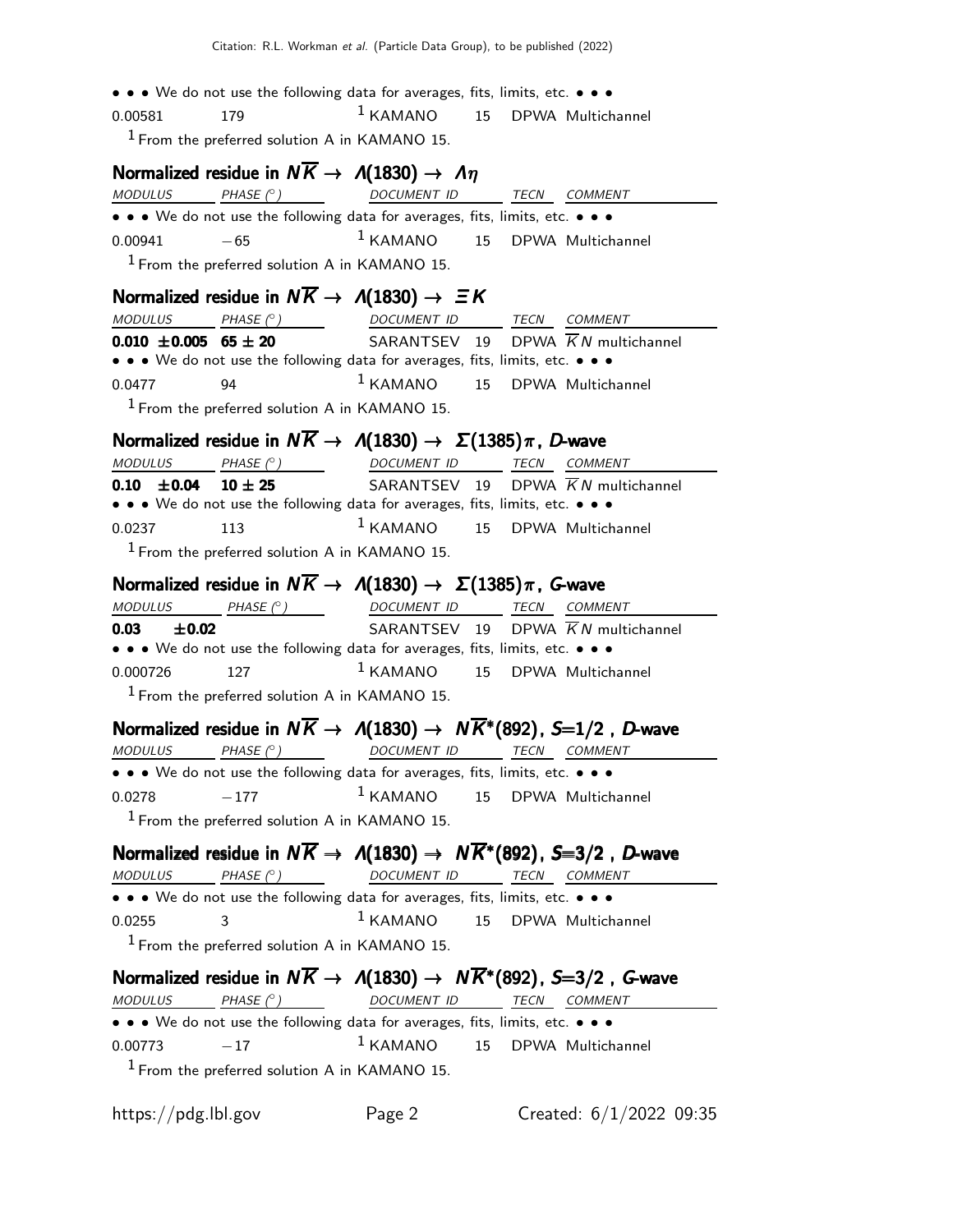• • • We do not use the following data for averages, fits, limits, etc. • • •

| | | | | |
|---|---|---|---|---|
| 0.00581 | 179 | [1] KAMANO | 15 | DPWA Multichannel |

[1] From the preferred solution A in KAMANO 15.

### Normalized residue in $N\overline{K} \to \Lambda(1830) \to \Lambda\eta$

| MODULUS | PHASE (°) | DOCUMENT ID | | TECN | COMMENT |
|---|---|---|---|---|---|
| • • • We do not use the following data for averages, fits, limits, etc. • • • | | | | | |
| 0.00941 | −65 | [1] KAMANO | 15 | DPWA | Multichannel |

[1] From the preferred solution A in KAMANO 15.

### Normalized residue in $N\overline{K} \to \Lambda(1830) \to \Xi K$

| MODULUS | PHASE (°) | DOCUMENT ID | | TECN | COMMENT |
|---|---|---|---|---|---|
| **0.010 ±0.005** | **65 ± 20** | SARANTSEV | 19 | DPWA | $\overline{K}N$ multichannel |
| • • • We do not use the following data for averages, fits, limits, etc. • • • | | | | | |
| 0.0477 | 94 | [1] KAMANO | 15 | DPWA | Multichannel |

[1] From the preferred solution A in KAMANO 15.

### Normalized residue in $N\overline{K} \to \Lambda(1830) \to \Sigma(1385)\pi$, *D*-wave

| MODULUS | PHASE (°) | DOCUMENT ID | | TECN | COMMENT |
|---|---|---|---|---|---|
| **0.10 ±0.04** | **10 ± 25** | SARANTSEV | 19 | DPWA | $\overline{K}N$ multichannel |
| • • • We do not use the following data for averages, fits, limits, etc. • • • | | | | | |
| 0.0237 | 113 | [1] KAMANO | 15 | DPWA | Multichannel |

[1] From the preferred solution A in KAMANO 15.

### Normalized residue in $N\overline{K} \to \Lambda(1830) \to \Sigma(1385)\pi$, *G*-wave

| MODULUS | PHASE (°) | DOCUMENT ID | | TECN | COMMENT |
|---|---|---|---|---|---|
| **0.03 ±0.02** | | SARANTSEV | 19 | DPWA | $\overline{K}N$ multichannel |
| • • • We do not use the following data for averages, fits, limits, etc. • • • | | | | | |
| 0.000726 | 127 | [1] KAMANO | 15 | DPWA | Multichannel |

[1] From the preferred solution A in KAMANO 15.

### Normalized residue in $N\overline{K} \to \Lambda(1830) \to N\overline{K}^*(892)$, *S*=1/2 , *D*-wave

| MODULUS | PHASE (°) | DOCUMENT ID | | TECN | COMMENT |
|---|---|---|---|---|---|
| • • • We do not use the following data for averages, fits, limits, etc. • • • | | | | | |
| 0.0278 | −177 | [1] KAMANO | 15 | DPWA | Multichannel |

[1] From the preferred solution A in KAMANO 15.

### Normalized residue in $N\overline{K} \to \Lambda(1830) \to N\overline{K}^*(892)$, *S*=3/2 , *D*-wave

| MODULUS | PHASE (°) | DOCUMENT ID | | TECN | COMMENT |
|---|---|---|---|---|---|
| • • • We do not use the following data for averages, fits, limits, etc. • • • | | | | | |
| 0.0255 | 3 | [1] KAMANO | 15 | DPWA | Multichannel |

[1] From the preferred solution A in KAMANO 15.

### Normalized residue in $N\overline{K} \to \Lambda(1830) \to N\overline{K}^*(892)$, *S*=3/2 , *G*-wave

| MODULUS | PHASE (°) | DOCUMENT ID | | TECN | COMMENT |
|---|---|---|---|---|---|
| • • • We do not use the following data for averages, fits, limits, etc. • • • | | | | | |
| 0.00773 | −17 | [1] KAMANO | 15 | DPWA | Multichannel |

[1] From the preferred solution A in KAMANO 15.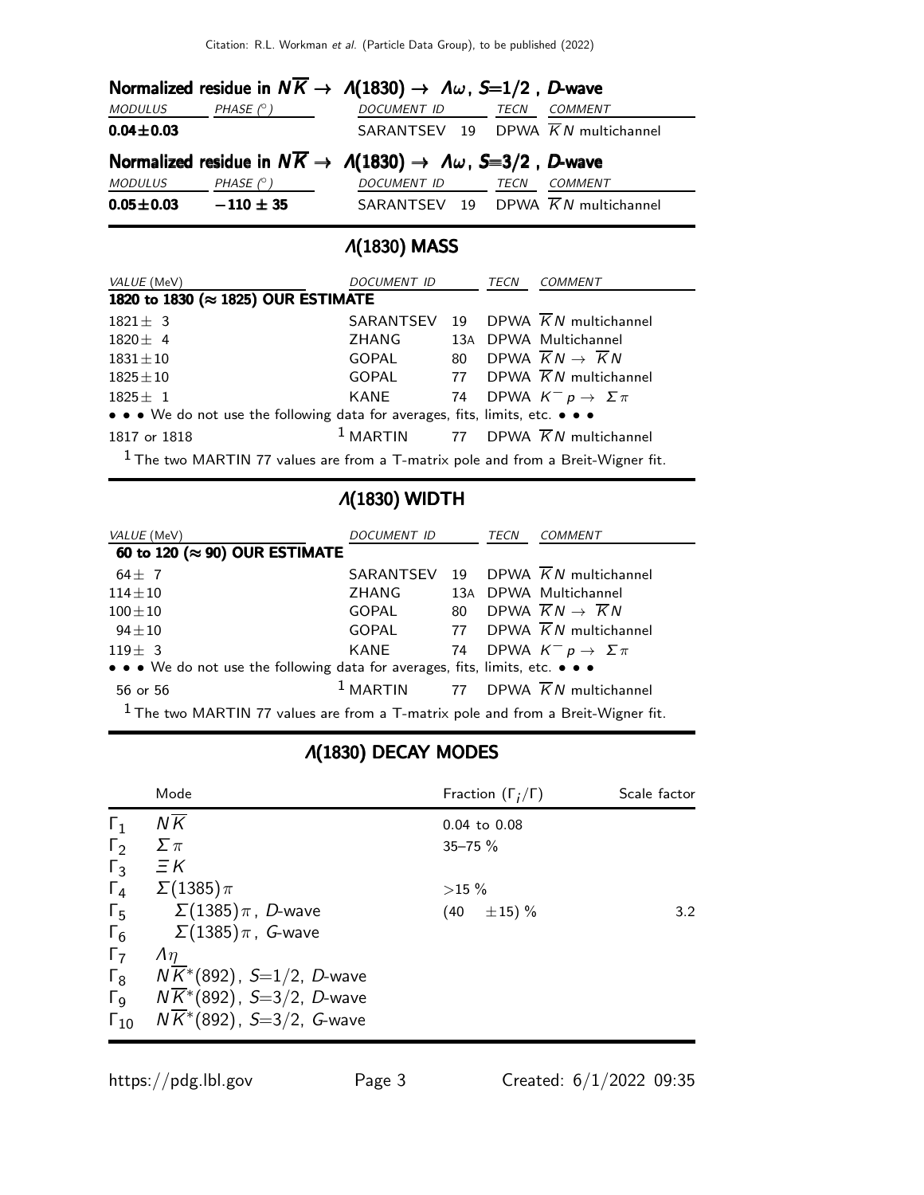### Normalized residue in $N\overline{K} \rightarrow \Lambda(1830) \rightarrow \Lambda\omega$, $S$=1/2 , $D$-wave

| MODULUS | PHASE (°) | DOCUMENT ID | | TECN | COMMENT |
|---|---|---|---|---|---|
| **0.04±0.03** | | SARANTSEV | 19 | DPWA | $\overline{K}N$ multichannel |

### Normalized residue in $N\overline{K} \rightarrow \Lambda(1830) \rightarrow \Lambda\omega$, $S$=3/2 , $D$-wave

| MODULUS | PHASE (°) | DOCUMENT ID | | TECN | COMMENT |
|---|---|---|---|---|---|
| **0.05±0.03** | **−110 ± 35** | SARANTSEV | 19 | DPWA | $\overline{K}N$ multichannel |

## Λ(1830) MASS

| VALUE (MeV) | DOCUMENT ID | | TECN | COMMENT |
|---|---|---|---|---|
| **1820 to 1830 (≈ 1825) OUR ESTIMATE** | | | | |
| 1821± 3 | SARANTSEV | 19 | DPWA | $\overline{K}N$ multichannel |
| 1820± 4 | ZHANG | 13A | DPWA | Multichannel |
| 1831±10 | GOPAL | 80 | DPWA | $\overline{K}N \rightarrow \overline{K}N$ |
| 1825±10 | GOPAL | 77 | DPWA | $\overline{K}N$ multichannel |
| 1825± 1 | KANE | 74 | DPWA | $K^- p \rightarrow \Sigma\pi$ |
| • • • We do not use the following data for averages, fits, limits, etc. • • • | | | | |
| 1817 or 1818 | [1] MARTIN | 77 | DPWA | $\overline{K}N$ multichannel |

[1] The two MARTIN 77 values are from a T-matrix pole and from a Breit-Wigner fit.

## Λ(1830) WIDTH

| VALUE (MeV) | DOCUMENT ID | | TECN | COMMENT |
|---|---|---|---|---|
| **60 to 120 (≈ 90) OUR ESTIMATE** | | | | |
| 64± 7 | SARANTSEV | 19 | DPWA | $\overline{K}N$ multichannel |
| 114±10 | ZHANG | 13A | DPWA | Multichannel |
| 100±10 | GOPAL | 80 | DPWA | $\overline{K}N \rightarrow \overline{K}N$ |
| 94±10 | GOPAL | 77 | DPWA | $\overline{K}N$ multichannel |
| 119± 3 | KANE | 74 | DPWA | $K^- p \rightarrow \Sigma\pi$ |
| • • • We do not use the following data for averages, fits, limits, etc. • • • | | | | |
| 56 or 56 | [1] MARTIN | 77 | DPWA | $\overline{K}N$ multichannel |

[1] The two MARTIN 77 values are from a T-matrix pole and from a Breit-Wigner fit.

## Λ(1830) DECAY MODES

| | Mode | Fraction ($\Gamma_i/\Gamma$) | Scale factor |
|---|---|---|---|
| $\Gamma_1$ | $N\overline{K}$ | 0.04 to 0.08 | |
| $\Gamma_2$ | $\Sigma\pi$ | 35–75 % | |
| $\Gamma_3$ | $\Xi K$ | | |
| $\Gamma_4$ | $\Sigma(1385)\pi$ | >15 % | |
| $\Gamma_5$ | $\Sigma(1385)\pi$, $D$-wave | (40 ±15) % | 3.2 |
| $\Gamma_6$ | $\Sigma(1385)\pi$, $G$-wave | | |
| $\Gamma_7$ | $\Lambda\eta$ | | |
| $\Gamma_8$ | $N\overline{K}^*(892)$, $S$=1/2, $D$-wave | | |
| $\Gamma_9$ | $N\overline{K}^*(892)$, $S$=3/2, $D$-wave | | |
| $\Gamma_{10}$ | $N\overline{K}^*(892)$, $S$=3/2, $G$-wave | | |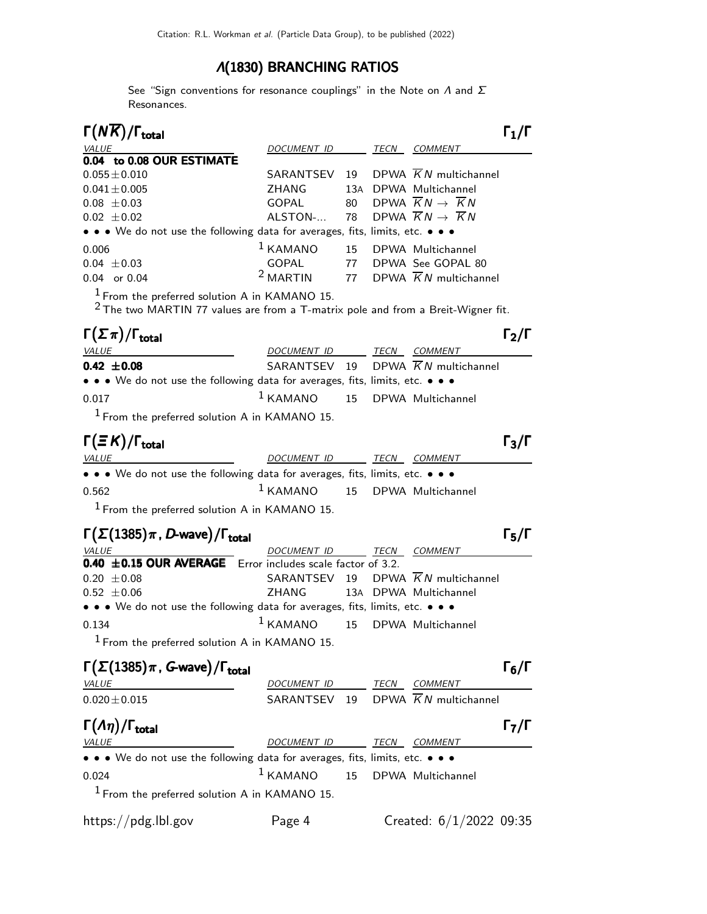## $\Lambda(1830)$ BRANCHING RATIOS

See "Sign conventions for resonance couplings" in the Note on $\Lambda$ and $\Sigma$ Resonances.

### $\Gamma(N\overline{K})/\Gamma_{\text{total}}$ — $\Gamma_1/\Gamma$

| VALUE | DOCUMENT ID | | TECN | COMMENT |
|---|---|---|---|---|
| **0.04 to 0.08 OUR ESTIMATE** | | | | |
| $0.055 \pm 0.010$ | SARANTSEV | 19 | DPWA | $\overline{K}N$ multichannel |
| $0.041 \pm 0.005$ | ZHANG | 13A | DPWA | Multichannel |
| $0.08 \pm 0.03$ | GOPAL | 80 | DPWA | $\overline{K}N \to \overline{K}N$ |
| $0.02 \pm 0.02$ | ALSTON-... | 78 | DPWA | $\overline{K}N \to \overline{K}N$ |
| • • • We do not use the following data for averages, fits, limits, etc. • • • | | | | |
| 0.006 | [1] KAMANO | 15 | DPWA | Multichannel |
| $0.04 \pm 0.03$ | GOPAL | 77 | DPWA | See GOPAL 80 |
| 0.04 or 0.04 | [2] MARTIN | 77 | DPWA | $\overline{K}N$ multichannel |

[1] From the preferred solution A in KAMANO 15.
[2] The two MARTIN 77 values are from a T-matrix pole and from a Breit-Wigner fit.

### $\Gamma(\Sigma\pi)/\Gamma_{\text{total}}$ — $\Gamma_2/\Gamma$

| VALUE | DOCUMENT ID | | TECN | COMMENT |
|---|---|---|---|---|
| **$0.42 \pm 0.08$** | SARANTSEV | 19 | DPWA | $\overline{K}N$ multichannel |
| • • • We do not use the following data for averages, fits, limits, etc. • • • | | | | |
| 0.017 | [1] KAMANO | 15 | DPWA | Multichannel |

[1] From the preferred solution A in KAMANO 15.

### $\Gamma(\Xi K)/\Gamma_{\text{total}}$ — $\Gamma_3/\Gamma$

| VALUE | DOCUMENT ID | | TECN | COMMENT |
|---|---|---|---|---|
| • • • We do not use the following data for averages, fits, limits, etc. • • • | | | | |
| 0.562 | [1] KAMANO | 15 | DPWA | Multichannel |

[1] From the preferred solution A in KAMANO 15.

### $\Gamma(\Sigma(1385)\pi, D\text{-wave})/\Gamma_{\text{total}}$ — $\Gamma_5/\Gamma$

| VALUE | DOCUMENT ID | | TECN | COMMENT |
|---|---|---|---|---|
| **$0.40 \pm 0.15$ OUR AVERAGE** Error includes scale factor of 3.2. | | | | |
| $0.20 \pm 0.08$ | SARANTSEV | 19 | DPWA | $\overline{K}N$ multichannel |
| $0.52 \pm 0.06$ | ZHANG | 13A | DPWA | Multichannel |
| • • • We do not use the following data for averages, fits, limits, etc. • • • | | | | |
| 0.134 | [1] KAMANO | 15 | DPWA | Multichannel |

[1] From the preferred solution A in KAMANO 15.

### $\Gamma(\Sigma(1385)\pi, G\text{-wave})/\Gamma_{\text{total}}$ — $\Gamma_6/\Gamma$

| VALUE | DOCUMENT ID | | TECN | COMMENT |
|---|---|---|---|---|
| $0.020 \pm 0.015$ | SARANTSEV | 19 | DPWA | $\overline{K}N$ multichannel |

### $\Gamma(\Lambda\eta)/\Gamma_{\text{total}}$ — $\Gamma_7/\Gamma$

| VALUE | DOCUMENT ID | | TECN | COMMENT |
|---|---|---|---|---|
| • • • We do not use the following data for averages, fits, limits, etc. • • • | | | | |
| 0.024 | [1] KAMANO | 15 | DPWA | Multichannel |

[1] From the preferred solution A in KAMANO 15.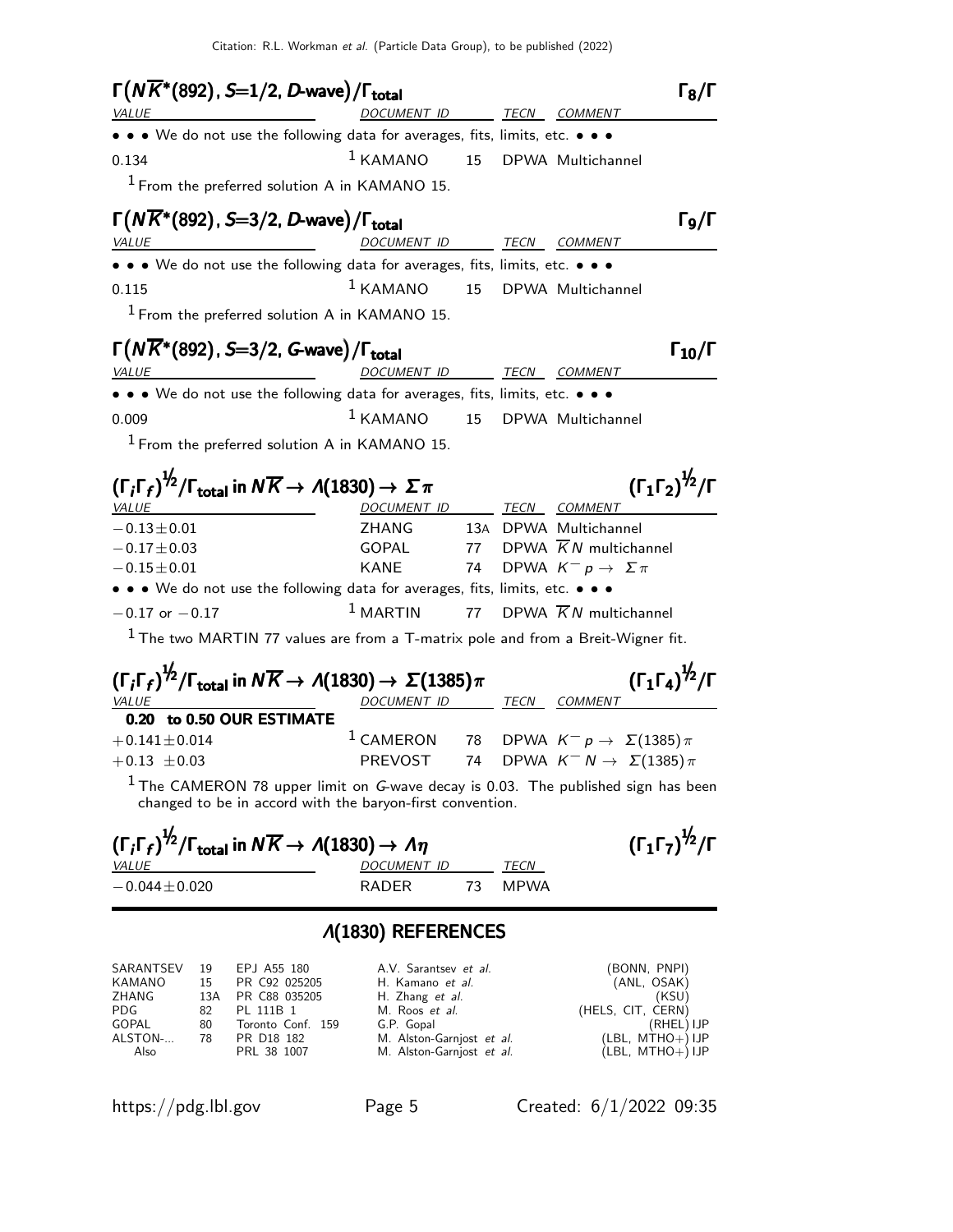### $\Gamma(N\overline{K}^*(892),\ S{=}1/2,\ D\text{-wave})/\Gamma_{\text{total}}$ $\qquad\Gamma_8/\Gamma$

| VALUE | DOCUMENT ID | | TECN | COMMENT |
|---|---|---|---|---|
| • • • We do not use the following data for averages, fits, limits, etc. • • • | | | | |
| 0.134 | [1] KAMANO | 15 | DPWA | Multichannel |

[1] From the preferred solution A in KAMANO 15.

### $\Gamma(N\overline{K}^*(892),\ S{=}3/2,\ D\text{-wave})/\Gamma_{\text{total}}$ $\qquad\Gamma_9/\Gamma$

| VALUE | DOCUMENT ID | | TECN | COMMENT |
|---|---|---|---|---|
| • • • We do not use the following data for averages, fits, limits, etc. • • • | | | | |
| 0.115 | [1] KAMANO | 15 | DPWA | Multichannel |

[1] From the preferred solution A in KAMANO 15.

### $\Gamma(N\overline{K}^*(892),\ S{=}3/2,\ G\text{-wave})/\Gamma_{\text{total}}$ $\qquad\Gamma_{10}/\Gamma$

| VALUE | DOCUMENT ID | | TECN | COMMENT |
|---|---|---|---|---|
| • • • We do not use the following data for averages, fits, limits, etc. • • • | | | | |
| 0.009 | [1] KAMANO | 15 | DPWA | Multichannel |

[1] From the preferred solution A in KAMANO 15.

### $(\Gamma_i\Gamma_f)^{1/2}/\Gamma_{\text{total}}$ in $N\overline{K} \to \Lambda(1830) \to \Sigma\pi$ $\qquad(\Gamma_1\Gamma_2)^{1/2}/\Gamma$

| VALUE | DOCUMENT ID | | TECN | COMMENT |
|---|---|---|---|---|
| $-0.13\pm0.01$ | ZHANG | 13A | DPWA | Multichannel |
| $-0.17\pm0.03$ | GOPAL | 77 | DPWA | $\overline{K}N$ multichannel |
| $-0.15\pm0.01$ | KANE | 74 | DPWA | $K^-p \to \Sigma\pi$ |
| • • • We do not use the following data for averages, fits, limits, etc. • • • | | | | |
| $-0.17$ or $-0.17$ | [1] MARTIN | 77 | DPWA | $\overline{K}N$ multichannel |

[1] The two MARTIN 77 values are from a T-matrix pole and from a Breit-Wigner fit.

### $(\Gamma_i\Gamma_f)^{1/2}/\Gamma_{\text{total}}$ in $N\overline{K} \to \Lambda(1830) \to \Sigma(1385)\pi$ $\qquad(\Gamma_1\Gamma_4)^{1/2}/\Gamma$

| VALUE | DOCUMENT ID | | TECN | COMMENT |
|---|---|---|---|---|
| **0.20 to 0.50 OUR ESTIMATE** | | | | |
| $+0.141\pm0.014$ | [1] CAMERON | 78 | DPWA | $K^-p \to \Sigma(1385)\pi$ |
| $+0.13\ \pm0.03$ | PREVOST | 74 | DPWA | $K^-N \to \Sigma(1385)\pi$ |

[1] The CAMERON 78 upper limit on $G$-wave decay is 0.03. The published sign has been changed to be in accord with the baryon-first convention.

### $(\Gamma_i\Gamma_f)^{1/2}/\Gamma_{\text{total}}$ in $N\overline{K} \to \Lambda(1830) \to \Lambda\eta$ $\qquad(\Gamma_1\Gamma_7)^{1/2}/\Gamma$

| VALUE | DOCUMENT ID | | TECN |
|---|---|---|---|
| $-0.044\pm0.020$ | RADER | 73 | MPWA |

## $\Lambda(1830)$ REFERENCES

| | | | | |
|---|---|---|---|---|
| SARANTSEV | 19 | EPJ A55 180 | A.V. Sarantsev *et al.* | (BONN, PNPI) |
| KAMANO | 15 | PR C92 025205 | H. Kamano *et al.* | (ANL, OSAK) |
| ZHANG | 13A | PR C88 035205 | H. Zhang *et al.* | (KSU) |
| PDG | 82 | PL 111B 1 | M. Roos *et al.* | (HELS, CIT, CERN) |
| GOPAL | 80 | Toronto Conf. 159 | G.P. Gopal | (RHEL) IJP |
| ALSTON-... | 78 | PR D18 182 | M. Alston-Garnjost *et al.* | (LBL, MTHO+) IJP |
| Also | | PRL 38 1007 | M. Alston-Garnjost *et al.* | (LBL, MTHO+) IJP |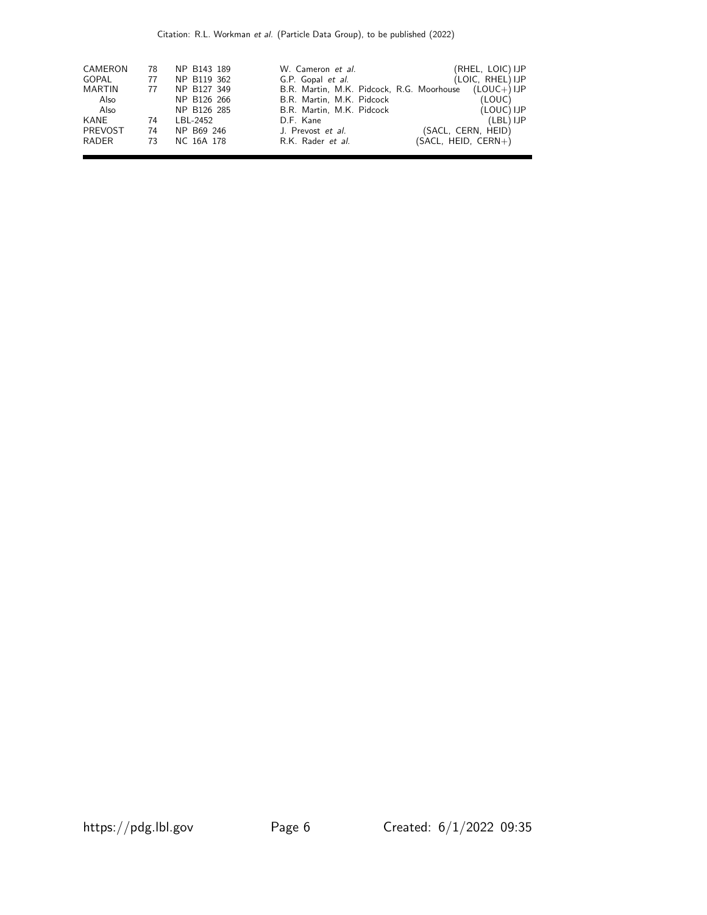| | | | | |
|---|---|---|---|---|
| CAMERON | 78 | NP B143 189 | W. Cameron *et al.* | (RHEL, LOIC) IJP |
| GOPAL | 77 | NP B119 362 | G.P. Gopal *et al.* | (LOIC, RHEL) IJP |
| MARTIN | 77 | NP B127 349 | B.R. Martin, M.K. Pidcock, R.G. Moorhouse | (LOUC+) IJP |
| Also | | NP B126 266 | B.R. Martin, M.K. Pidcock | (LOUC) |
| Also | | NP B126 285 | B.R. Martin, M.K. Pidcock | (LOUC) IJP |
| KANE | 74 | LBL-2452 | D.F. Kane | (LBL) IJP |
| PREVOST | 74 | NP B69 246 | J. Prevost *et al.* | (SACL, CERN, HEID) |
| RADER | 73 | NC 16A 178 | R.K. Rader *et al.* | (SACL, HEID, CERN+) |